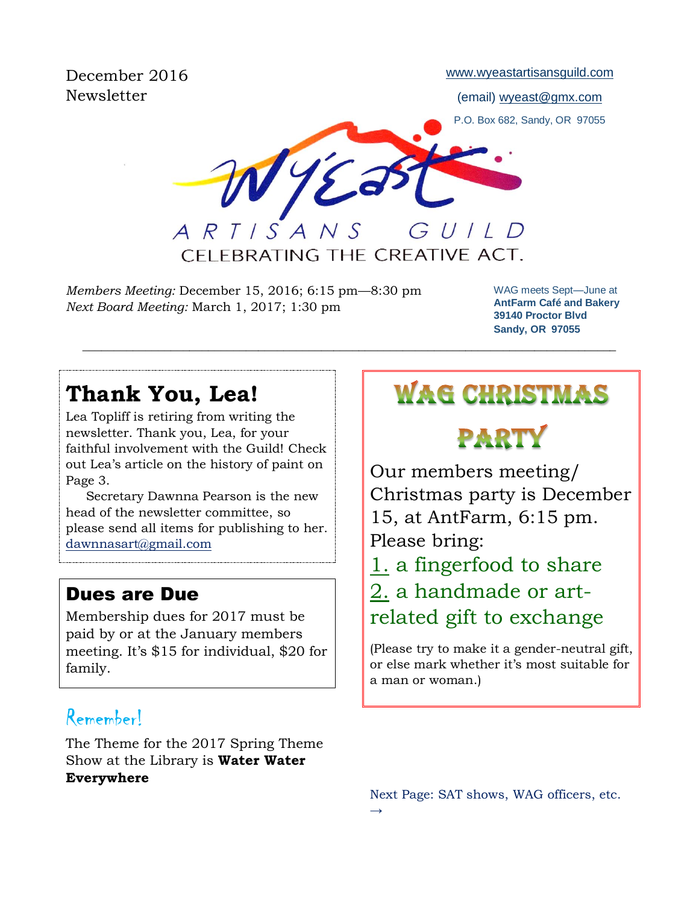December 2016 Newsletter

www.wyeastartisansguild.com

(email) wyeast@gmx.com

P.O. Box 682, Sandy, OR 97055

# WyEast ARTISANS GUILD

CELEBRATING THE CREATIVE ACT.

*Members Meeting:* December 15, 2016; 6:15 pm—8:30 pm
*Next Board Meeting:* March 1, 2017; 1:30 pm

WAG meets Sept—June at
**AntFarm Café and Bakery**
**39140 Proctor Blvd**
**Sandy, OR 97055**

---

## Thank You, Lea!

Lea Topliff is retiring from writing the newsletter. Thank you, Lea, for your faithful involvement with the Guild! Check out Lea's article on the history of paint on Page 3.

Secretary Dawnna Pearson is the new head of the newsletter committee, so please send all items for publishing to her. dawnnasart@gmail.com

## Dues are Due

Membership dues for 2017 must be paid by or at the January members meeting. It's $15 for individual, $20 for family.

## Remember!

The Theme for the 2017 Spring Theme Show at the Library is **Water Water Everywhere**

## WAG CHRISTMAS PARTY

Our members meeting/ Christmas party is December 15, at AntFarm, 6:15 pm. Please bring:

1. a fingerfood to share
2. a handmade or art-related gift to exchange

(Please try to make it a gender-neutral gift, or else mark whether it's most suitable for a man or woman.)

Next Page: SAT shows, WAG officers, etc. →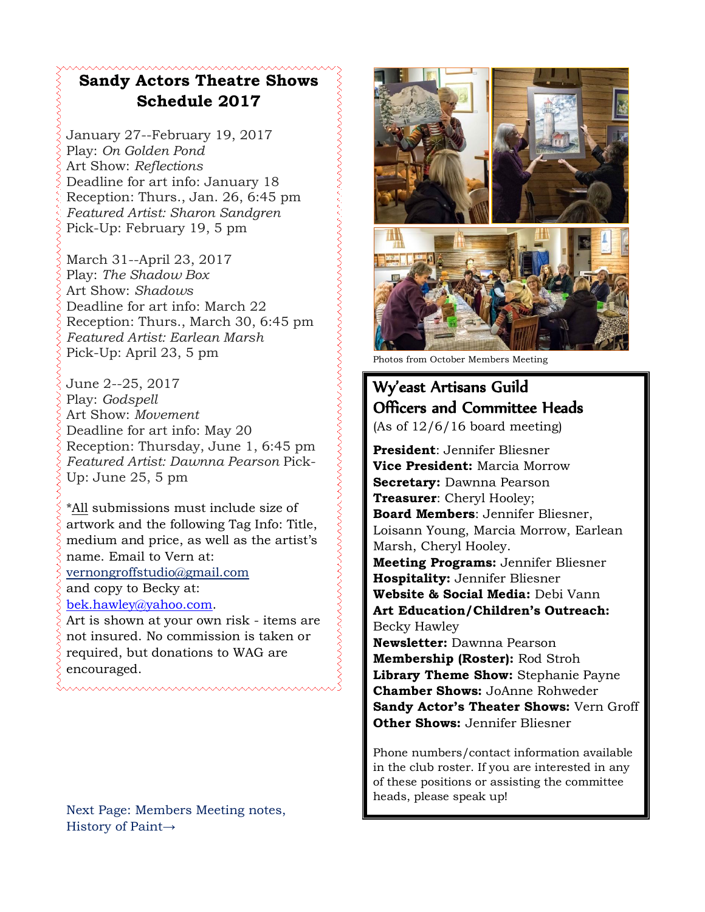## Sandy Actors Theatre Shows Schedule 2017

January 27--February 19, 2017
Play: *On Golden Pond*
Art Show: *Reflections*
Deadline for art info: January 18
Reception: Thurs., Jan. 26, 6:45 pm
*Featured Artist: Sharon Sandgren*
Pick-Up: February 19, 5 pm

March 31--April 23, 2017
Play: *The Shadow Box*
Art Show: *Shadows*
Deadline for art info: March 22
Reception: Thurs., March 30, 6:45 pm
*Featured Artist: Earlean Marsh*
Pick-Up: April 23, 5 pm

June 2--25, 2017
Play: *Godspell*
Art Show: *Movement*
Deadline for art info: May 20
Reception: Thursday, June 1, 6:45 pm
*Featured Artist: Dawnna Pearson* Pick-Up: June 25, 5 pm

*All submissions must include size of artwork and the following Tag Info: Title, medium and price, as well as the artist's name. Email to Vern at: vernongroffstudio@gmail.com and copy to Becky at: bek.hawley@yahoo.com.
Art is shown at your own risk - items are not insured. No commission is taken or required, but donations to WAG are encouraged.

Next Page: Members Meeting notes, History of Paint→

Photos from October Members Meeting

## Wy'east Artisans Guild Officers and Committee Heads

(As of 12/6/16 board meeting)

**President**: Jennifer Bliesner
**Vice President:** Marcia Morrow
**Secretary:** Dawnna Pearson
**Treasurer**: Cheryl Hooley;
**Board Members**: Jennifer Bliesner, Loisann Young, Marcia Morrow, Earlean Marsh, Cheryl Hooley.
**Meeting Programs:** Jennifer Bliesner
**Hospitality:** Jennifer Bliesner
**Website & Social Media:** Debi Vann
**Art Education/Children's Outreach:** Becky Hawley
**Newsletter:** Dawnna Pearson
**Membership (Roster):** Rod Stroh
**Library Theme Show:** Stephanie Payne
**Chamber Shows:** JoAnne Rohweder
**Sandy Actor's Theater Shows:** Vern Groff
**Other Shows:** Jennifer Bliesner

Phone numbers/contact information available in the club roster. If you are interested in any of these positions or assisting the committee heads, please speak up!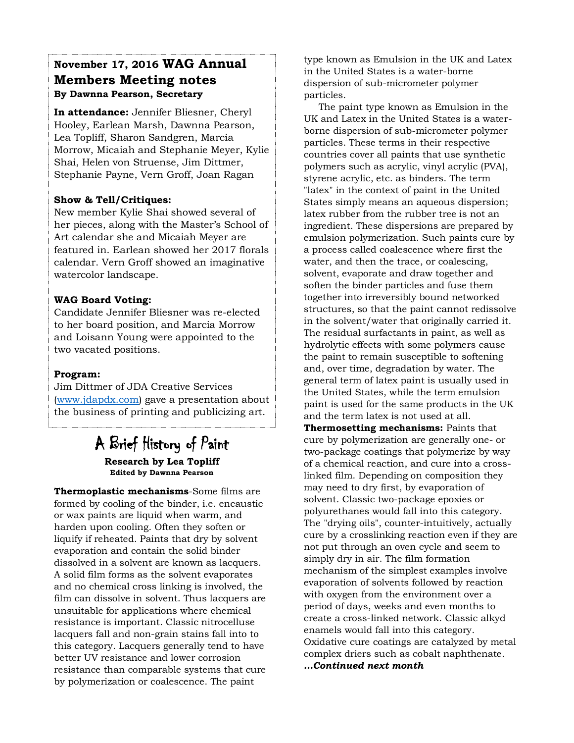## November 17, 2016 WAG Annual Members Meeting notes

**By Dawnna Pearson, Secretary**

**In attendance:** Jennifer Bliesner, Cheryl Hooley, Earlean Marsh, Dawnna Pearson, Lea Topliff, Sharon Sandgren, Marcia Morrow, Micaiah and Stephanie Meyer, Kylie Shai, Helen von Struense, Jim Dittmer, Stephanie Payne, Vern Groff, Joan Ragan

**Show & Tell/Critiques:**
New member Kylie Shai showed several of her pieces, along with the Master's School of Art calendar she and Micaiah Meyer are featured in. Earlean showed her 2017 florals calendar. Vern Groff showed an imaginative watercolor landscape.

**WAG Board Voting:**
Candidate Jennifer Bliesner was re-elected to her board position, and Marcia Morrow and Loisann Young were appointed to the two vacated positions.

**Program:**
Jim Dittmer of JDA Creative Services (www.jdapdx.com) gave a presentation about the business of printing and publicizing art.

# A Brief History of Paint

**Research by Lea Topliff**
**Edited by Dawnna Pearson**

**Thermoplastic mechanisms**-Some films are formed by cooling of the binder, i.e. encaustic or wax paints are liquid when warm, and harden upon cooling. Often they soften or liquify if reheated. Paints that dry by solvent evaporation and contain the solid binder dissolved in a solvent are known as lacquers. A solid film forms as the solvent evaporates and no chemical cross linking is involved, the film can dissolve in solvent. Thus lacquers are unsuitable for applications where chemical resistance is important. Classic nitrocelluse lacquers fall and non-grain stains fall into to this category. Lacquers generally tend to have better UV resistance and lower corrosion resistance than comparable systems that cure by polymerization or coalescence. The paint type known as Emulsion in the UK and Latex in the United States is a water-borne dispersion of sub-micrometer polymer particles.

The paint type known as Emulsion in the UK and Latex in the United States is a water-borne dispersion of sub-micrometer polymer particles. These terms in their respective countries cover all paints that use synthetic polymers such as acrylic, vinyl acrylic (PVA), styrene acrylic, etc. as binders. The term "latex" in the context of paint in the United States simply means an aqueous dispersion; latex rubber from the rubber tree is not an ingredient. These dispersions are prepared by emulsion polymerization. Such paints cure by a process called coalescence where first the water, and then the trace, or coalescing, solvent, evaporate and draw together and soften the binder particles and fuse them together into irreversibly bound networked structures, so that the paint cannot redissolve in the solvent/water that originally carried it. The residual surfactants in paint, as well as hydrolytic effects with some polymers cause the paint to remain susceptible to softening and, over time, degradation by water. The general term of latex paint is usually used in the United States, while the term emulsion paint is used for the same products in the UK and the term latex is not used at all.

**Thermosetting mechanisms:** Paints that cure by polymerization are generally one- or two-package coatings that polymerize by way of a chemical reaction, and cure into a cross-linked film. Depending on composition they may need to dry first, by evaporation of solvent. Classic two-package epoxies or polyurethanes would fall into this category. The "drying oils", counter-intuitively, actually cure by a crosslinking reaction even if they are not put through an oven cycle and seem to simply dry in air. The film formation mechanism of the simplest examples involve evaporation of solvents followed by reaction with oxygen from the environment over a period of days, weeks and even months to create a cross-linked network. Classic alkyd enamels would fall into this category. Oxidative cure coatings are catalyzed by metal complex driers such as cobalt naphthenate.

***...Continued next month***